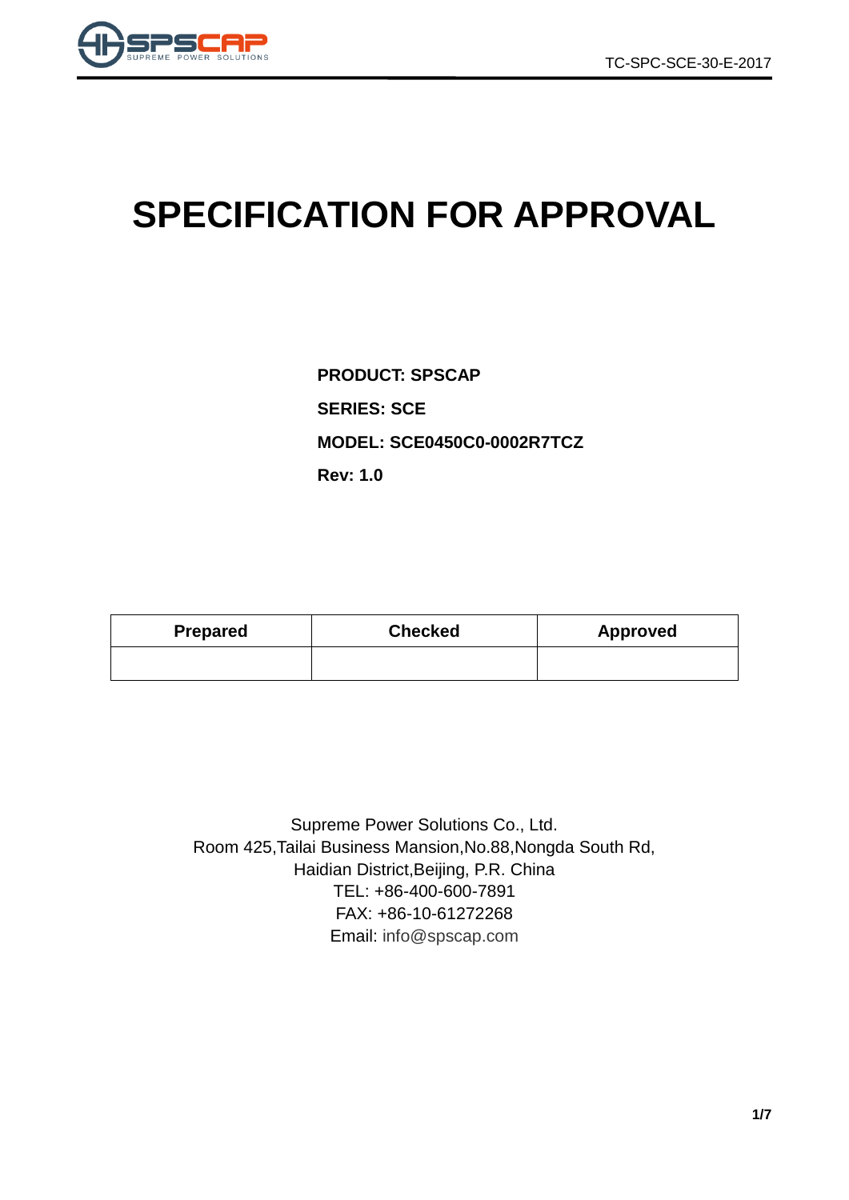# SPECIFICATION FOR APPROVAL

**PRODUCT: SPSCAP**

**SERIES: SCE**

**MODEL: SCE0450C0-0002R7TCZ**

**Rev: 1.0**

| Prepared | Checked | Approved |
| --- | --- | --- |
| | | |

Supreme Power Solutions Co., Ltd.
Room 425,Tailai Business Mansion,No.88,Nongda South Rd,
Haidian District,Beijing, P.R. China
TEL: +86-400-600-7891
FAX: +86-10-61272268
Email: info@spscap.com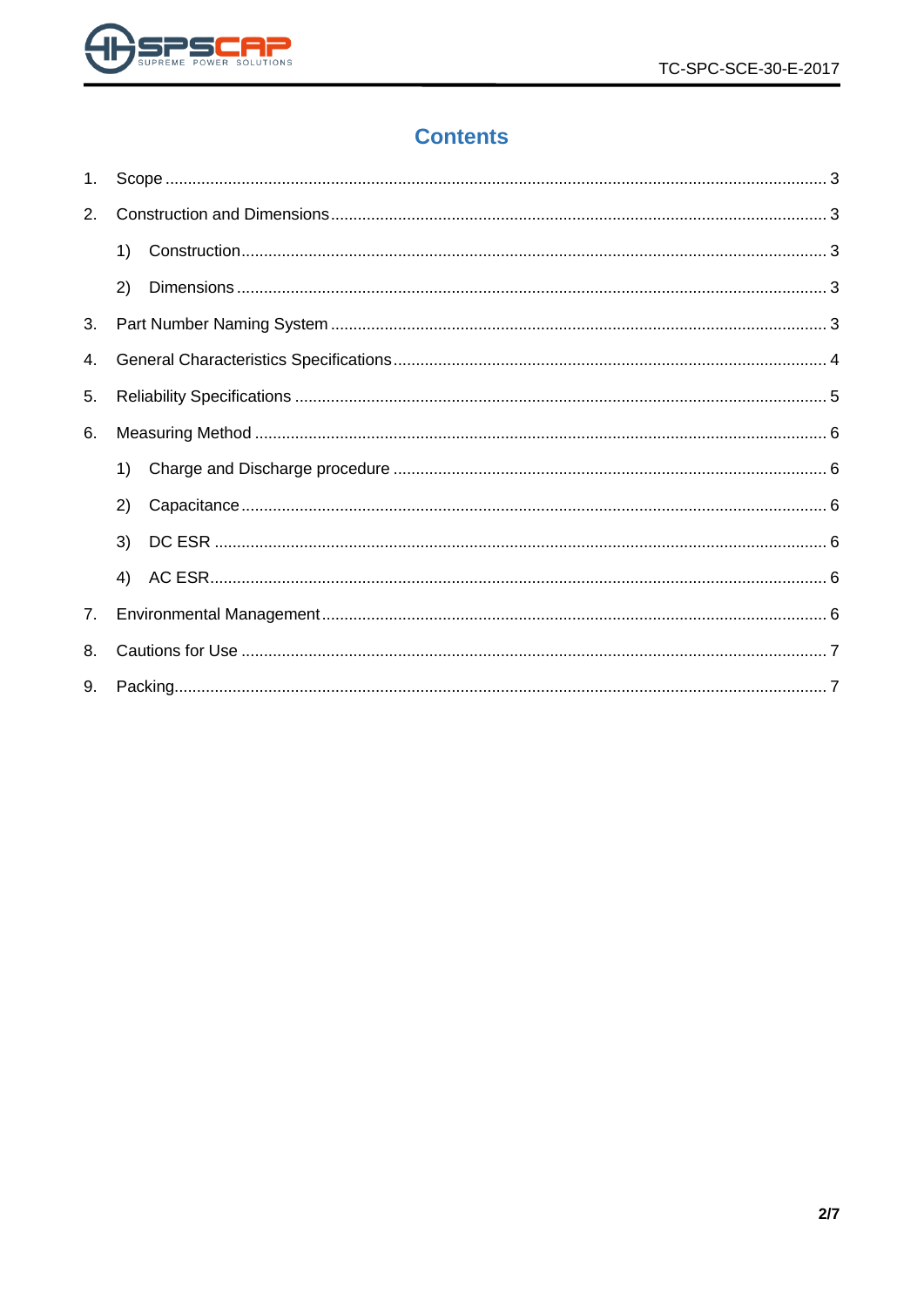# Contents

1. Scope ..... 3
2. Construction and Dimensions ..... 3
    1) Construction ..... 3
    2) Dimensions ..... 3
3. Part Number Naming System ..... 3
4. General Characteristics Specifications ..... 4
5. Reliability Specifications ..... 5
6. Measuring Method ..... 6
    1) Charge and Discharge procedure ..... 6
    2) Capacitance ..... 6
    3) DC ESR ..... 6
    4) AC ESR ..... 6
7. Environmental Management ..... 6
8. Cautions for Use ..... 7
9. Packing ..... 7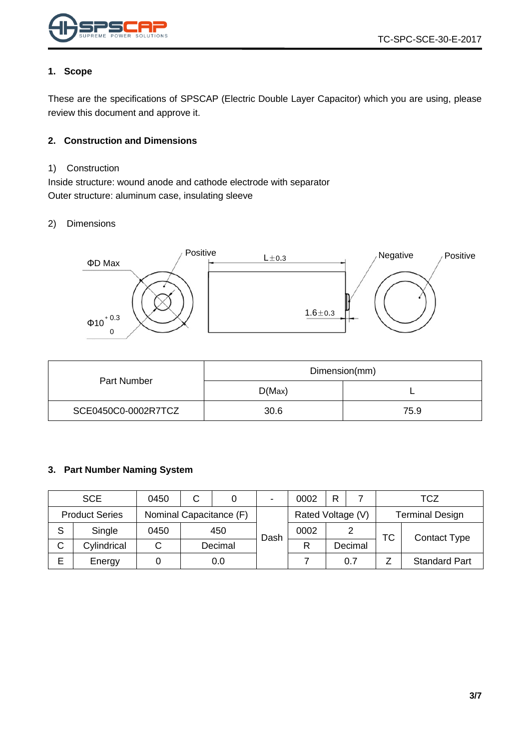## 1. Scope

These are the specifications of SPSCAP (Electric Double Layer Capacitor) which you are using, please review this document and approve it.

## 2. Construction and Dimensions

1) Construction

Inside structure: wound anode and cathode electrode with separator

Outer structure: aluminum case, insulating sleeve

2) Dimensions

ΦD Max

Positive

L±0.3

Negative

Positive

$\Phi 10^{+0.3}_{0}$

1.6±0.3

| Part Number | Dimension(mm) | |
|---|---|---|
| | D(Max) | L |
| SCE0450C0-0002R7TCZ | 30.6 | 75.9 |

## 3. Part Number Naming System

| SCE | | 0450 | C | 0 | - | 0002 | R | 7 | TCZ | |
|---|---|---|---|---|---|---|---|---|---|---|
| Product Series | | Nominal Capacitance (F) | | | Dash | Rated Voltage (V) | | | Terminal Design | |
| S | Single | 0450 | 450 | | | 0002 | 2 | | TC | Contact Type |
| C | Cylindrical | C | Decimal | | | R | Decimal | | | |
| E | Energy | 0 | 0.0 | | | 7 | 0.7 | | Z | Standard Part |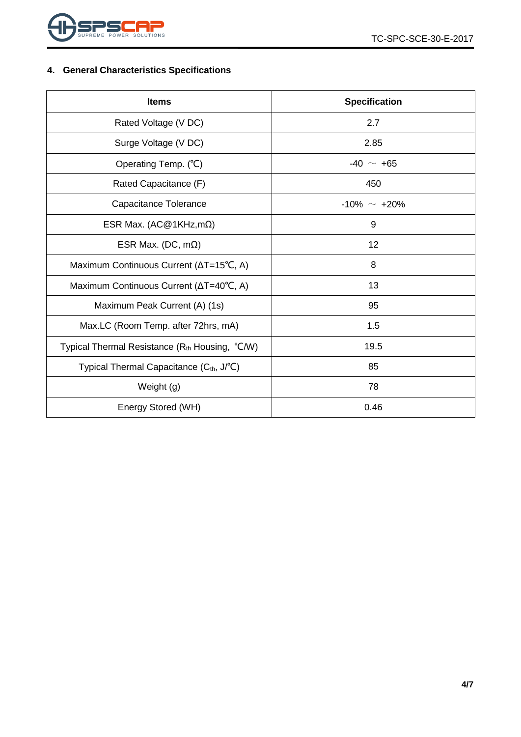## 4. General Characteristics Specifications

| Items | Specification |
|---|---|
| Rated Voltage (V DC) | 2.7 |
| Surge Voltage (V DC) | 2.85 |
| Operating Temp. (℃) | -40 ～ +65 |
| Rated Capacitance (F) | 450 |
| Capacitance Tolerance | -10% ～ +20% |
| ESR Max. (AC@1KHz,mΩ) | 9 |
| ESR Max. (DC, mΩ) | 12 |
| Maximum Continuous Current (ΔT=15℃, A) | 8 |
| Maximum Continuous Current (ΔT=40℃, A) | 13 |
| Maximum Peak Current (A) (1s) | 95 |
| Max.LC (Room Temp. after 72hrs, mA) | 1.5 |
| Typical Thermal Resistance ($R_{th}$ Housing, ℃/W) | 19.5 |
| Typical Thermal Capacitance ($C_{th}$, J/℃) | 85 |
| Weight (g) | 78 |
| Energy Stored (WH) | 0.46 |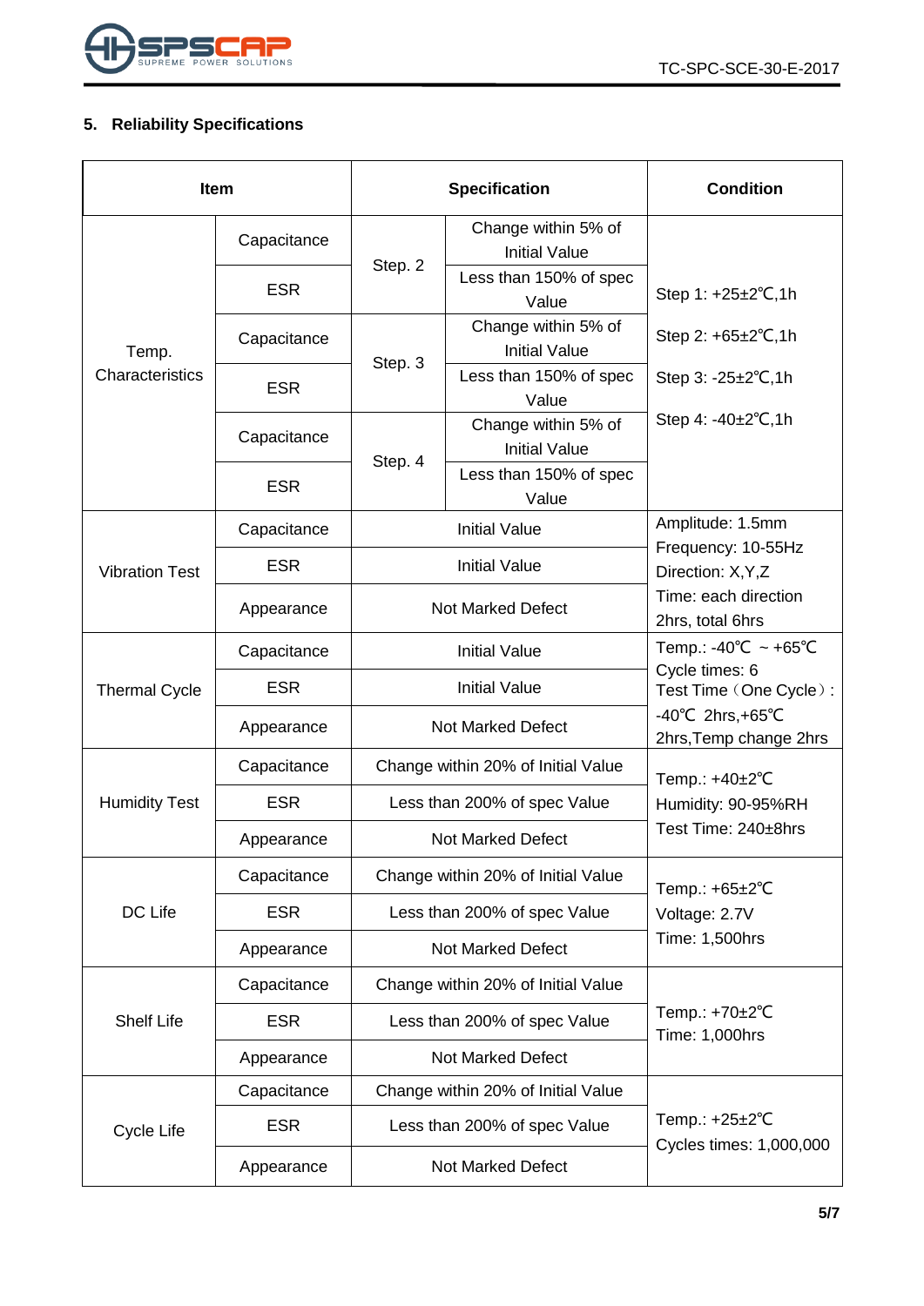## 5. Reliability Specifications

| Item | | Specification | | Condition |
|---|---|---|---|---|
| Temp. Characteristics | Capacitance | Step. 2 | Change within 5% of Initial Value | Step 1: +25±2℃,1h<br>Step 2: +65±2℃,1h<br>Step 3: -25±2℃,1h<br>Step 4: -40±2℃,1h |
| | ESR | | Less than 150% of spec Value | |
| | Capacitance | Step. 3 | Change within 5% of Initial Value | |
| | ESR | | Less than 150% of spec Value | |
| | Capacitance | Step. 4 | Change within 5% of Initial Value | |
| | ESR | | Less than 150% of spec Value | |
| Vibration Test | Capacitance | Initial Value | | Amplitude: 1.5mm<br>Frequency: 10-55Hz<br>Direction: X,Y,Z<br>Time: each direction 2hrs, total 6hrs |
| | ESR | Initial Value | | |
| | Appearance | Not Marked Defect | | |
| Thermal Cycle | Capacitance | Initial Value | | Temp.: -40℃ ~ +65℃<br>Cycle times: 6<br>Test Time（One Cycle）: -40℃ 2hrs,+65℃ 2hrs,Temp change 2hrs |
| | ESR | Initial Value | | |
| | Appearance | Not Marked Defect | | |
| Humidity Test | Capacitance | Change within 20% of Initial Value | | Temp.: +40±2℃<br>Humidity: 90-95%RH<br>Test Time: 240±8hrs |
| | ESR | Less than 200% of spec Value | | |
| | Appearance | Not Marked Defect | | |
| DC Life | Capacitance | Change within 20% of Initial Value | | Temp.: +65±2℃<br>Voltage: 2.7V<br>Time: 1,500hrs |
| | ESR | Less than 200% of spec Value | | |
| | Appearance | Not Marked Defect | | |
| Shelf Life | Capacitance | Change within 20% of Initial Value | | Temp.: +70±2℃<br>Time: 1,000hrs |
| | ESR | Less than 200% of spec Value | | |
| | Appearance | Not Marked Defect | | |
| Cycle Life | Capacitance | Change within 20% of Initial Value | | Temp.: +25±2℃<br>Cycles times: 1,000,000 |
| | ESR | Less than 200% of spec Value | | |
| | Appearance | Not Marked Defect | | |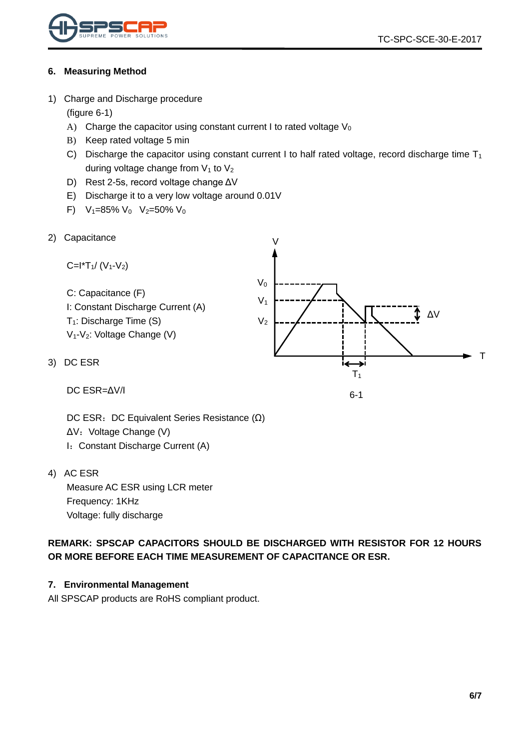## 6. Measuring Method

1) Charge and Discharge procedure
   (figure 6-1)
   A) Charge the capacitor using constant current I to rated voltage $V_0$
   B) Keep rated voltage 5 min
   C) Discharge the capacitor using constant current I to half rated voltage, record discharge time $T_1$ during voltage change from $V_1$ to $V_2$
   D) Rest 2-5s, record voltage change ΔV
   E) Discharge it to a very low voltage around 0.01V
   F) $V_1$=85% $V_0$  $V_2$=50% $V_0$

2) Capacitance

   $C=I*T_1/(V_1-V_2)$

   C: Capacitance (F)
   I: Constant Discharge Current (A)
   $T_1$: Discharge Time (S)
   $V_1$-$V_2$: Voltage Change (V)

6-1

3) DC ESR

   DC ESR=ΔV/I

   DC ESR：DC Equivalent Series Resistance (Ω)
   ΔV：Voltage Change (V)
   I：Constant Discharge Current (A)

4) AC ESR
   Measure AC ESR using LCR meter
   Frequency: 1KHz
   Voltage: fully discharge

**REMARK: SPSCAP CAPACITORS SHOULD BE DISCHARGED WITH RESISTOR FOR 12 HOURS OR MORE BEFORE EACH TIME MEASUREMENT OF CAPACITANCE OR ESR.**

## 7. Environmental Management

All SPSCAP products are RoHS compliant product.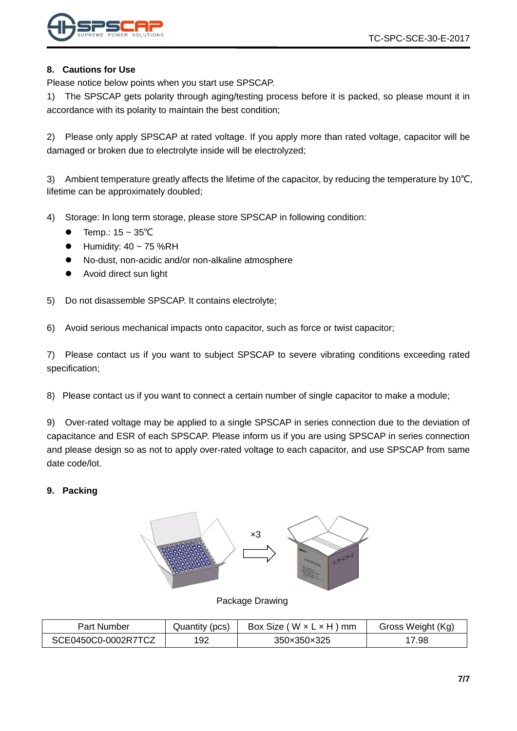## 8. Cautions for Use

Please notice below points when you start use SPSCAP.

1) The SPSCAP gets polarity through aging/testing process before it is packed, so please mount it in accordance with its polarity to maintain the best condition;

2) Please only apply SPSCAP at rated voltage. If you apply more than rated voltage, capacitor will be damaged or broken due to electrolyte inside will be electrolyzed;

3) Ambient temperature greatly affects the lifetime of the capacitor, by reducing the temperature by 10℃, lifetime can be approximately doubled;

4) Storage: In long term storage, please store SPSCAP in following condition:

- Temp.: 15 ~ 35℃
- Humidity: 40 ~ 75 %RH
- No-dust, non-acidic and/or non-alkaline atmosphere
- Avoid direct sun light

5) Do not disassemble SPSCAP. It contains electrolyte;

6) Avoid serious mechanical impacts onto capacitor, such as force or twist capacitor;

7) Please contact us if you want to subject SPSCAP to severe vibrating conditions exceeding rated specification;

8) Please contact us if you want to connect a certain number of single capacitor to make a module;

9) Over-rated voltage may be applied to a single SPSCAP in series connection due to the deviation of capacitance and ESR of each SPSCAP. Please inform us if you are using SPSCAP in series connection and please design so as not to apply over-rated voltage to each capacitor, and use SPSCAP from same date code/lot.

## 9. Packing

×3

Package Drawing

| Part Number | Quantity (pcs) | Box Size ( W × L × H ) mm | Gross Weight (Kg) |
|---|---|---|---|
| SCE0450C0-0002R7TCZ | 192 | 350×350×325 | 17.98 |